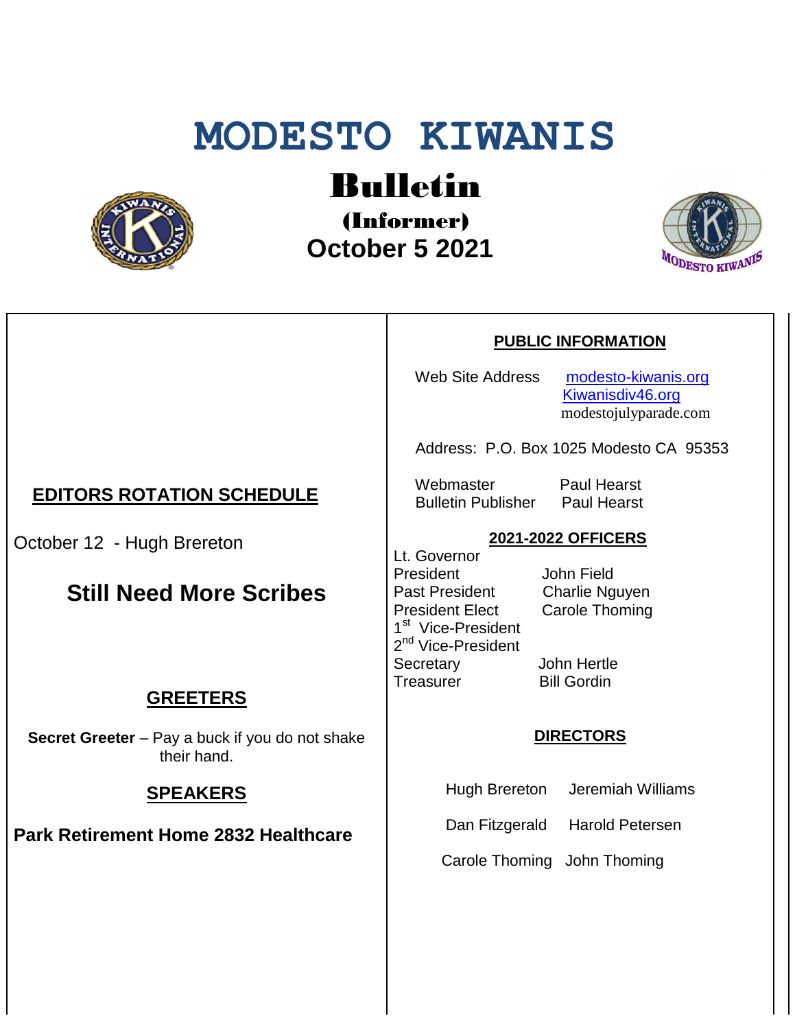# MODESTO KIWANIS

## Bulletin

### (Informer)

### October 5 2021

## EDITORS ROTATION SCHEDULE

October 12 - Hugh Brereton

## Still Need More Scribes

## GREETERS

**Secret Greeter** – Pay a buck if you do not shake their hand.

## SPEAKERS

**Park Retirement Home 2832 Healthcare**

## PUBLIC INFORMATION

Web Site Address: modesto-kiwanis.org
Kiwanisdiv46.org
modestojulyparade.com

Address: P.O. Box 1025 Modesto CA 95353

Webmaster: Paul Hearst
Bulletin Publisher: Paul Hearst

## 2021-2022 OFFICERS

| Office | Name |
| --- | --- |
| Lt. Governor | |
| President | John Field |
| Past President | Charlie Nguyen |
| President Elect | Carole Thoming |
| 1st Vice-President | |
| 2nd Vice-President | |
| Secretary | John Hertle |
| Treasurer | Bill Gordin |

## DIRECTORS

Hugh Brereton, Jeremiah Williams

Dan Fitzgerald, Harold Petersen

Carole Thoming, John Thoming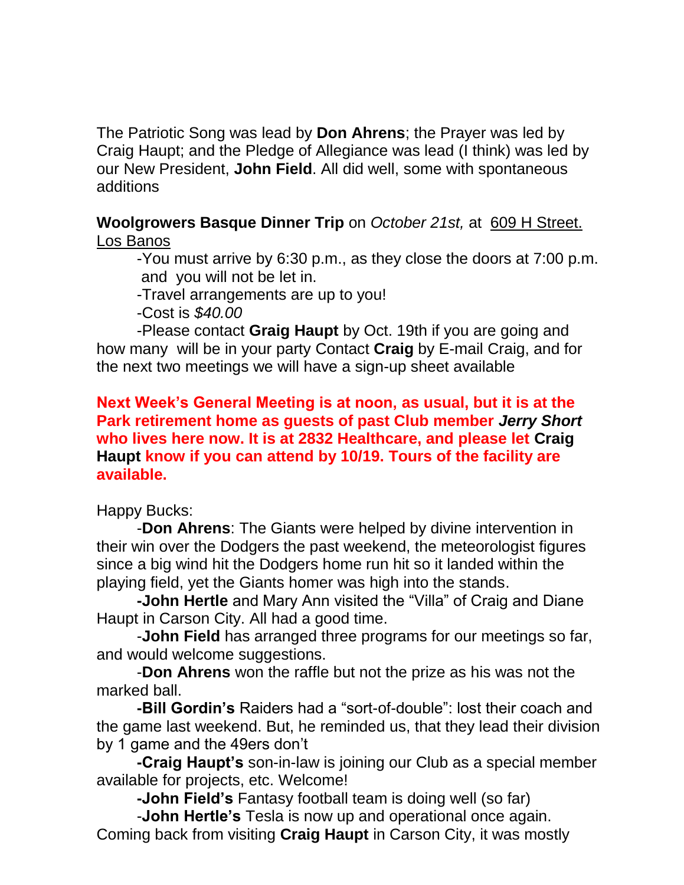The Patriotic Song was lead by **Don Ahrens**; the Prayer was led by Craig Haupt; and the Pledge of Allegiance was lead (I think) was led by our New President, **John Field**. All did well, some with spontaneous additions

**Woolgrowers Basque Dinner Trip** on *October 21st,* at 609 H Street. Los Banos

-You must arrive by 6:30 p.m., as they close the doors at 7:00 p.m. and you will not be let in.

-Travel arrangements are up to you!

-Cost is *$40.00*

-Please contact **Graig Haupt** by Oct. 19th if you are going and how many will be in your party Contact **Craig** by E-mail Craig, and for the next two meetings we will have a sign-up sheet available

**Next Week's General Meeting is at noon, as usual, but it is at the Park retirement home as guests of past Club member *Jerry Short* who lives here now. It is at 2832 Healthcare, and please let Craig Haupt know if you can attend by 10/19. Tours of the facility are available.**

Happy Bucks:

-**Don Ahrens**: The Giants were helped by divine intervention in their win over the Dodgers the past weekend, the meteorologist figures since a big wind hit the Dodgers home run hit so it landed within the playing field, yet the Giants homer was high into the stands.

**-John Hertle** and Mary Ann visited the "Villa" of Craig and Diane Haupt in Carson City. All had a good time.

-**John Field** has arranged three programs for our meetings so far, and would welcome suggestions.

-**Don Ahrens** won the raffle but not the prize as his was not the marked ball.

**-Bill Gordin's** Raiders had a "sort-of-double": lost their coach and the game last weekend. But, he reminded us, that they lead their division by 1 game and the 49ers don't

**-Craig Haupt's** son-in-law is joining our Club as a special member available for projects, etc. Welcome!

**-John Field's** Fantasy football team is doing well (so far)

-**John Hertle's** Tesla is now up and operational once again. Coming back from visiting **Craig Haupt** in Carson City, it was mostly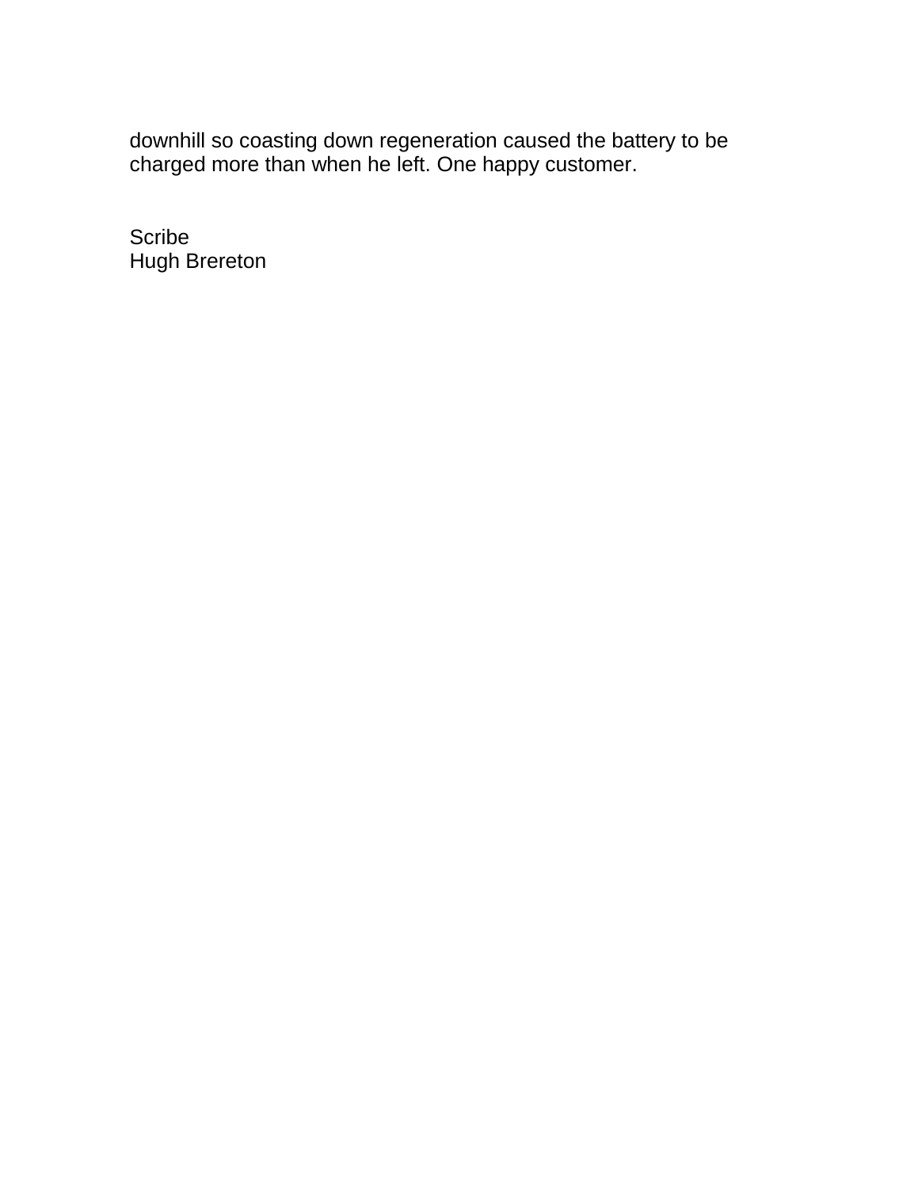downhill so coasting down regeneration caused the battery to be charged more than when he left. One happy customer.

Scribe
Hugh Brereton